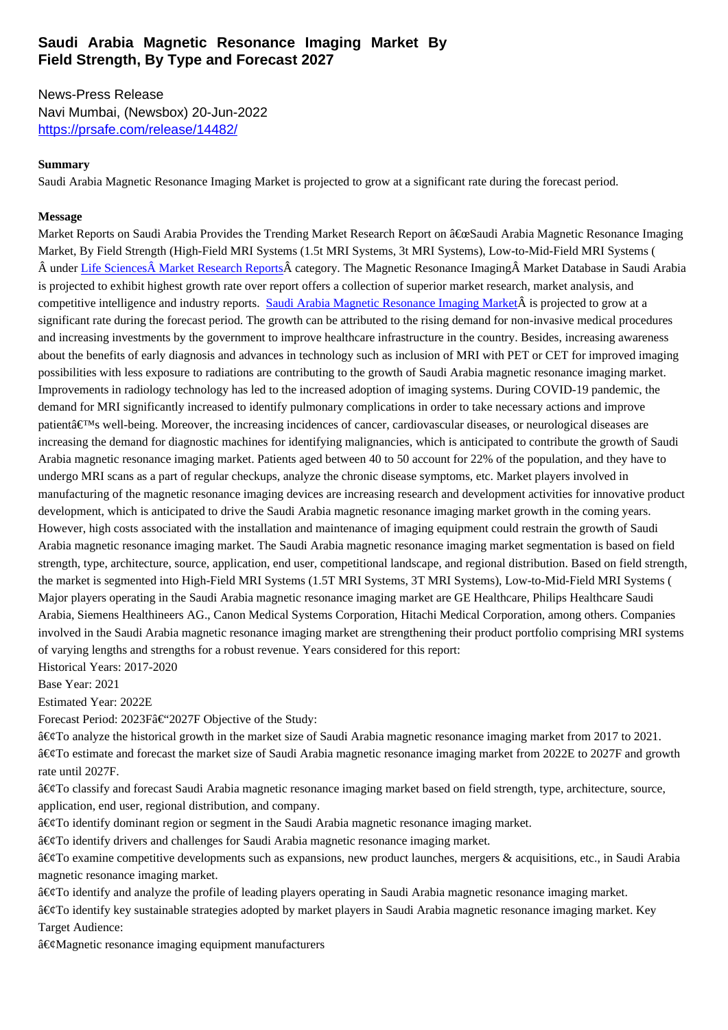# Saudi Arabia Magnetic Resonance Imaging Market By Field Strength, By Type and Forecast 2027

News-Press Release
Navi Mumbai, (Newsbox) 20-Jun-2022
https://prsafe.com/release/14482/

**Summary**

Saudi Arabia Magnetic Resonance Imaging Market is projected to grow at a significant rate during the forecast period.

**Message**

Market Reports on Saudi Arabia Provides the Trending Market Research Report on â€œSaudi Arabia Magnetic Resonance Imaging Market, By Field Strength (High-Field MRI Systems (1.5t MRI Systems, 3t MRI Systems), Low-to-Mid-Field MRI Systems ( Â under Life SciencesÂ Market Research ReportsÂ category. The Magnetic Resonance ImagingÂ Market Database in Saudi Arabia is projected to exhibit highest growth rate over report offers a collection of superior market research, market analysis, and competitive intelligence and industry reports. Saudi Arabia Magnetic Resonance Imaging MarketÂ is projected to grow at a significant rate during the forecast period. The growth can be attributed to the rising demand for non-invasive medical procedures and increasing investments by the government to improve healthcare infrastructure in the country. Besides, increasing awareness about the benefits of early diagnosis and advances in technology such as inclusion of MRI with PET or CET for improved imaging possibilities with less exposure to radiations are contributing to the growth of Saudi Arabia magnetic resonance imaging market. Improvements in radiology technology has led to the increased adoption of imaging systems. During COVID-19 pandemic, the demand for MRI significantly increased to identify pulmonary complications in order to take necessary actions and improve patientâ€™s well-being. Moreover, the increasing incidences of cancer, cardiovascular diseases, or neurological diseases are increasing the demand for diagnostic machines for identifying malignancies, which is anticipated to contribute the growth of Saudi Arabia magnetic resonance imaging market. Patients aged between 40 to 50 account for 22% of the population, and they have to undergo MRI scans as a part of regular checkups, analyze the chronic disease symptoms, etc. Market players involved in manufacturing of the magnetic resonance imaging devices are increasing research and development activities for innovative product development, which is anticipated to drive the Saudi Arabia magnetic resonance imaging market growth in the coming years. However, high costs associated with the installation and maintenance of imaging equipment could restrain the growth of Saudi Arabia magnetic resonance imaging market. The Saudi Arabia magnetic resonance imaging market segmentation is based on field strength, type, architecture, source, application, end user, competitional landscape, and regional distribution. Based on field strength, the market is segmented into High-Field MRI Systems (1.5T MRI Systems, 3T MRI Systems), Low-to-Mid-Field MRI Systems ( Major players operating in the Saudi Arabia magnetic resonance imaging market are GE Healthcare, Philips Healthcare Saudi Arabia, Siemens Healthineers AG., Canon Medical Systems Corporation, Hitachi Medical Corporation, among others. Companies involved in the Saudi Arabia magnetic resonance imaging market are strengthening their product portfolio comprising MRI systems of varying lengths and strengths for a robust revenue. Years considered for this report:

Historical Years: 2017-2020

Base Year: 2021

Estimated Year: 2022E

Forecast Period: 2023Fâ€“2027F Objective of the Study:

â€¢To analyze the historical growth in the market size of Saudi Arabia magnetic resonance imaging market from 2017 to 2021.

â€¢To estimate and forecast the market size of Saudi Arabia magnetic resonance imaging market from 2022E to 2027F and growth rate until 2027F.

â€¢To classify and forecast Saudi Arabia magnetic resonance imaging market based on field strength, type, architecture, source, application, end user, regional distribution, and company.

â€¢To identify dominant region or segment in the Saudi Arabia magnetic resonance imaging market.

â€¢To identify drivers and challenges for Saudi Arabia magnetic resonance imaging market.

â€¢To examine competitive developments such as expansions, new product launches, mergers & acquisitions, etc., in Saudi Arabia magnetic resonance imaging market.

â€¢To identify and analyze the profile of leading players operating in Saudi Arabia magnetic resonance imaging market.

â€¢To identify key sustainable strategies adopted by market players in Saudi Arabia magnetic resonance imaging market. Key Target Audience:

â€¢Magnetic resonance imaging equipment manufacturers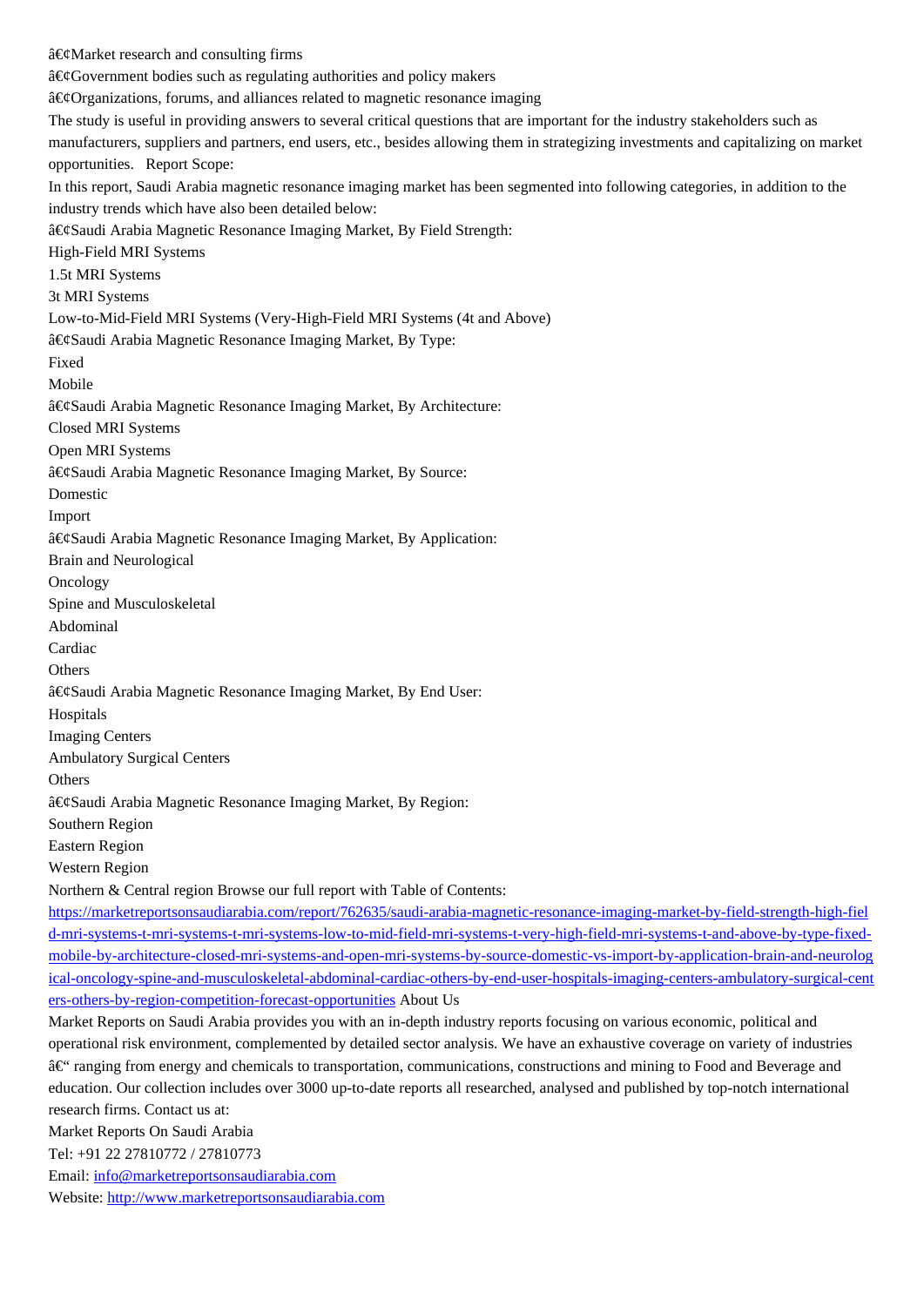â€¢Market research and consulting firms

â€¢Government bodies such as regulating authorities and policy makers

â€¢Organizations, forums, and alliances related to magnetic resonance imaging

The study is useful in providing answers to several critical questions that are important for the industry stakeholders such as manufacturers, suppliers and partners, end users, etc., besides allowing them in strategizing investments and capitalizing on market opportunities.   Report Scope:

In this report, Saudi Arabia magnetic resonance imaging market has been segmented into following categories, in addition to the industry trends which have also been detailed below:

â€¢Saudi Arabia Magnetic Resonance Imaging Market, By Field Strength:

High-Field MRI Systems

1.5t MRI Systems

3t MRI Systems

Low-to-Mid-Field MRI Systems (Very-High-Field MRI Systems (4t and Above)

â€¢Saudi Arabia Magnetic Resonance Imaging Market, By Type:

Fixed

Mobile

â€¢Saudi Arabia Magnetic Resonance Imaging Market, By Architecture:

Closed MRI Systems

Open MRI Systems

â€¢Saudi Arabia Magnetic Resonance Imaging Market, By Source:

Domestic

Import

â€¢Saudi Arabia Magnetic Resonance Imaging Market, By Application:

Brain and Neurological

Oncology

Spine and Musculoskeletal

Abdominal

Cardiac

Others

â€¢Saudi Arabia Magnetic Resonance Imaging Market, By End User:

Hospitals

Imaging Centers

Ambulatory Surgical Centers

Others

â€¢Saudi Arabia Magnetic Resonance Imaging Market, By Region:

Southern Region

Eastern Region

Western Region

Northern & Central region Browse our full report with Table of Contents: [https://marketreportsonsaudiarabia.com/report/762635/saudi-arabia-magnetic-resonance-imaging-market-by-field-strength-high-field-mri-systems-t-mri-systems-t-mri-systems-low-to-mid-field-mri-systems-t-very-high-field-mri-systems-t-and-above-by-type-fixed-mobile-by-architecture-closed-mri-systems-and-open-mri-systems-by-source-domestic-vs-import-by-application-brain-and-neurological-oncology-spine-and-musculoskeletal-abdominal-cardiac-others-by-end-user-hospitals-imaging-centers-ambulatory-surgical-centers-others-by-region-competition-forecast-opportunities](https://marketreportsonsaudiarabia.com/report/762635/saudi-arabia-magnetic-resonance-imaging-market-by-field-strength-high-field-mri-systems-t-mri-systems-t-mri-systems-low-to-mid-field-mri-systems-t-very-high-field-mri-systems-t-and-above-by-type-fixed-mobile-by-architecture-closed-mri-systems-and-open-mri-systems-by-source-domestic-vs-import-by-application-brain-and-neurological-oncology-spine-and-musculoskeletal-abdominal-cardiac-others-by-end-user-hospitals-imaging-centers-ambulatory-surgical-centers-others-by-region-competition-forecast-opportunities) About Us

Market Reports on Saudi Arabia provides you with an in-depth industry reports focusing on various economic, political and operational risk environment, complemented by detailed sector analysis. We have an exhaustive coverage on variety of industries â€“ ranging from energy and chemicals to transportation, communications, constructions and mining to Food and Beverage and education. Our collection includes over 3000 up-to-date reports all researched, analysed and published by top-notch international research firms. Contact us at:

Market Reports On Saudi Arabia

Tel: +91 22 27810772 / 27810773

Email: [info@marketreportsonsaudiarabia.com](mailto:info@marketreportsonsaudiarabia.com)

Website: [http://www.marketreportsonsaudiarabia.com](http://www.marketreportsonsaudiarabia.com)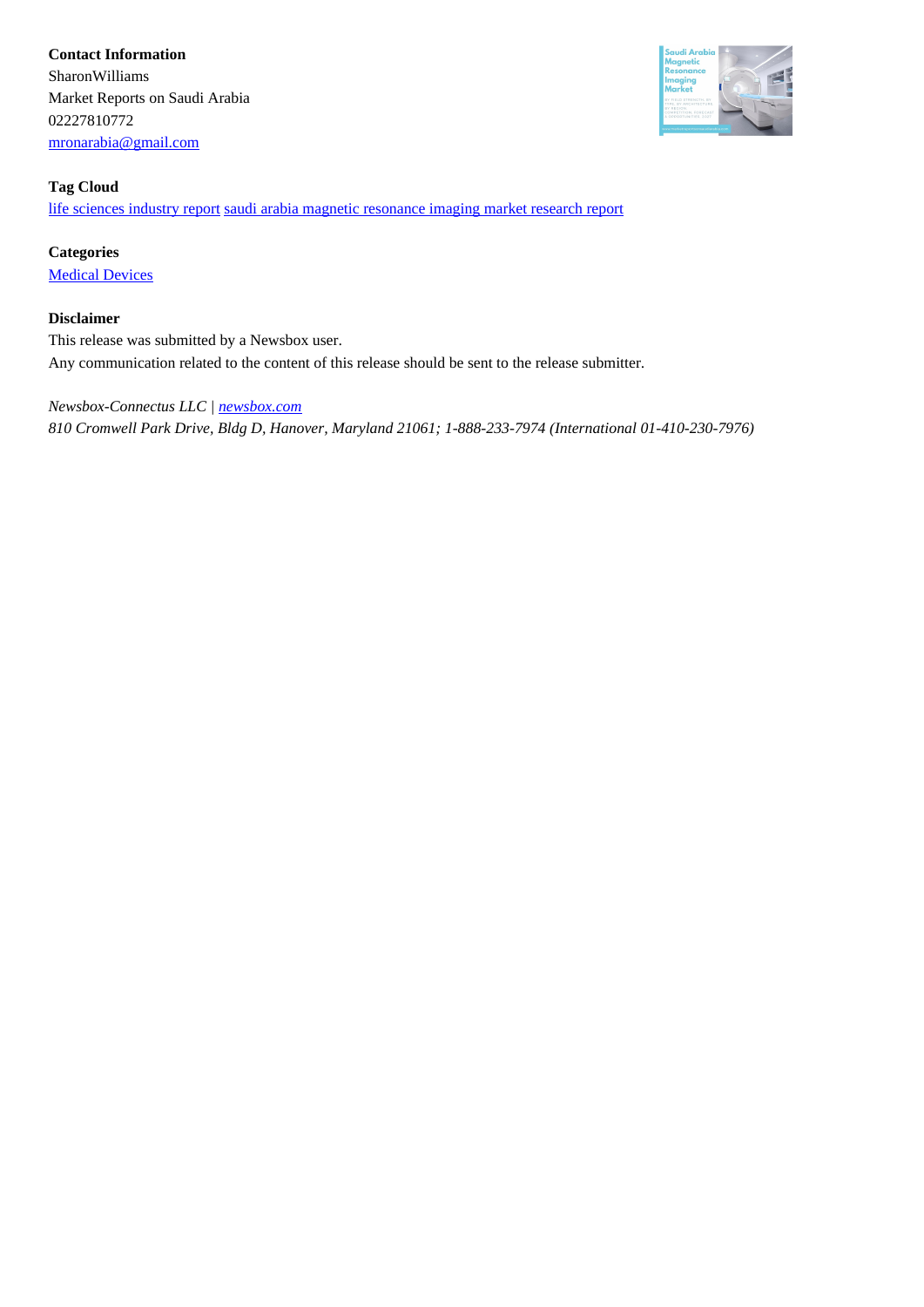**Contact Information**
SharonWilliams
Market Reports on Saudi Arabia
02227810772
mronarabia@gmail.com

**Tag Cloud**
life sciences industry report saudi arabia magnetic resonance imaging market research report

**Categories**
Medical Devices

**Disclaimer**
This release was submitted by a Newsbox user.
Any communication related to the content of this release should be sent to the release submitter.

*Newsbox-Connectus LLC | newsbox.com*
*810 Cromwell Park Drive, Bldg D, Hanover, Maryland 21061; 1-888-233-7974 (International 01-410-230-7976)*